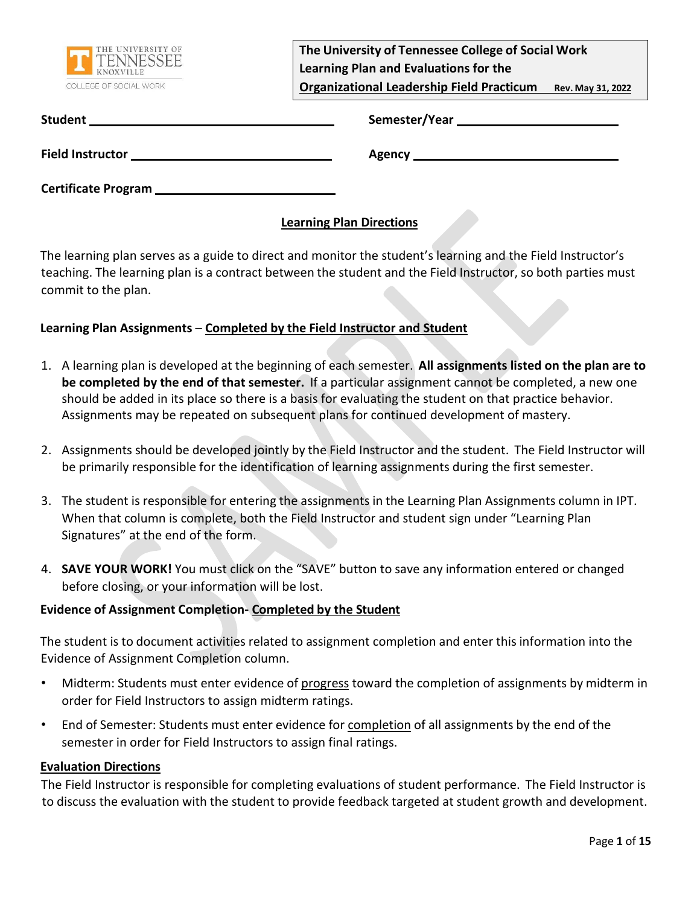THE UNIVERSITY OF TENNESSEE KNOXVILLE
COLLEGE OF SOCIAL WORK

**The University of Tennessee College of Social Work**
**Learning Plan and Evaluations for the**
**Organizational Leadership Field Practicum** Rev. May 31, 2022

**Student** ______________________________ **Semester/Year** ______________________

**Field Instructor** _________________________ **Agency** ___________________________

**Certificate Program** ______________________

## Learning Plan Directions

The learning plan serves as a guide to direct and monitor the student's learning and the Field Instructor's teaching. The learning plan is a contract between the student and the Field Instructor, so both parties must commit to the plan.

**Learning Plan Assignments** – **Completed by the Field Instructor and Student**

1. A learning plan is developed at the beginning of each semester. **All assignments listed on the plan are to be completed by the end of that semester.** If a particular assignment cannot be completed, a new one should be added in its place so there is a basis for evaluating the student on that practice behavior. Assignments may be repeated on subsequent plans for continued development of mastery.

2. Assignments should be developed jointly by the Field Instructor and the student. The Field Instructor will be primarily responsible for the identification of learning assignments during the first semester.

3. The student is responsible for entering the assignments in the Learning Plan Assignments column in IPT. When that column is complete, both the Field Instructor and student sign under "Learning Plan Signatures" at the end of the form.

4. **SAVE YOUR WORK!** You must click on the "SAVE" button to save any information entered or changed before closing, or your information will be lost.

**Evidence of Assignment Completion- Completed by the Student**

The student is to document activities related to assignment completion and enter this information into the Evidence of Assignment Completion column.

- Midterm: Students must enter evidence of progress toward the completion of assignments by midterm in order for Field Instructors to assign midterm ratings.
- End of Semester: Students must enter evidence for completion of all assignments by the end of the semester in order for Field Instructors to assign final ratings.

**Evaluation Directions**

The Field Instructor is responsible for completing evaluations of student performance. The Field Instructor is to discuss the evaluation with the student to provide feedback targeted at student growth and development.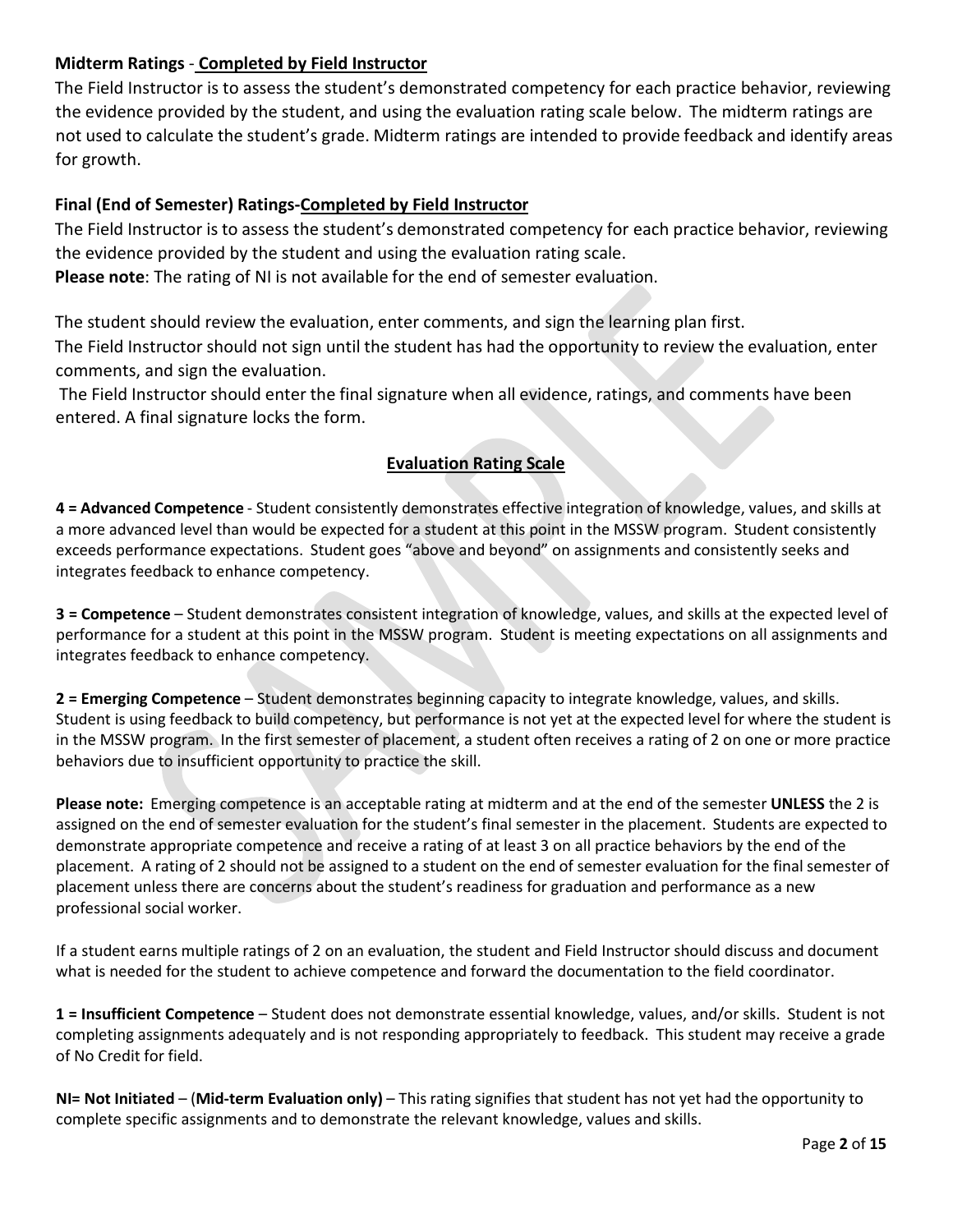**Midterm Ratings** - **Completed by Field Instructor**

The Field Instructor is to assess the student's demonstrated competency for each practice behavior, reviewing the evidence provided by the student, and using the evaluation rating scale below. The midterm ratings are not used to calculate the student's grade. Midterm ratings are intended to provide feedback and identify areas for growth.

**Final (End of Semester) Ratings-Completed by Field Instructor**

The Field Instructor is to assess the student's demonstrated competency for each practice behavior, reviewing the evidence provided by the student and using the evaluation rating scale.

**Please note**: The rating of NI is not available for the end of semester evaluation.

The student should review the evaluation, enter comments, and sign the learning plan first.

The Field Instructor should not sign until the student has had the opportunity to review the evaluation, enter comments, and sign the evaluation.

The Field Instructor should enter the final signature when all evidence, ratings, and comments have been entered. A final signature locks the form.

## Evaluation Rating Scale

**4 = Advanced Competence** - Student consistently demonstrates effective integration of knowledge, values, and skills at a more advanced level than would be expected for a student at this point in the MSSW program. Student consistently exceeds performance expectations. Student goes "above and beyond" on assignments and consistently seeks and integrates feedback to enhance competency.

**3 = Competence** – Student demonstrates consistent integration of knowledge, values, and skills at the expected level of performance for a student at this point in the MSSW program. Student is meeting expectations on all assignments and integrates feedback to enhance competency.

**2 = Emerging Competence** – Student demonstrates beginning capacity to integrate knowledge, values, and skills. Student is using feedback to build competency, but performance is not yet at the expected level for where the student is in the MSSW program. In the first semester of placement, a student often receives a rating of 2 on one or more practice behaviors due to insufficient opportunity to practice the skill.

**Please note:** Emerging competence is an acceptable rating at midterm and at the end of the semester **UNLESS** the 2 is assigned on the end of semester evaluation for the student's final semester in the placement. Students are expected to demonstrate appropriate competence and receive a rating of at least 3 on all practice behaviors by the end of the placement. A rating of 2 should not be assigned to a student on the end of semester evaluation for the final semester of placement unless there are concerns about the student's readiness for graduation and performance as a new professional social worker.

If a student earns multiple ratings of 2 on an evaluation, the student and Field Instructor should discuss and document what is needed for the student to achieve competence and forward the documentation to the field coordinator.

**1 = Insufficient Competence** – Student does not demonstrate essential knowledge, values, and/or skills. Student is not completing assignments adequately and is not responding appropriately to feedback. This student may receive a grade of No Credit for field.

**NI= Not Initiated** – (**Mid-term Evaluation only)** – This rating signifies that student has not yet had the opportunity to complete specific assignments and to demonstrate the relevant knowledge, values and skills.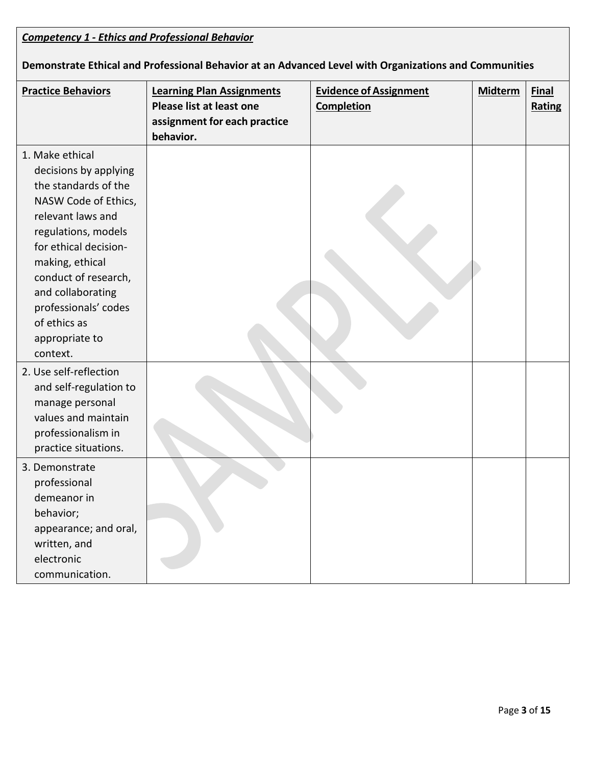***Competency 1 - Ethics and Professional Behavior***

**Demonstrate Ethical and Professional Behavior at an Advanced Level with Organizations and Communities**

| **Practice Behaviors** | **Learning Plan Assignments Please list at least one assignment for each practice behavior.** | **Evidence of Assignment Completion** | **Midterm** | **Final Rating** |
|---|---|---|---|---|
| 1. Make ethical decisions by applying the standards of the NASW Code of Ethics, relevant laws and regulations, models for ethical decision-making, ethical conduct of research, and collaborating professionals' codes of ethics as appropriate to context. | | | | |
| 2. Use self-reflection and self-regulation to manage personal values and maintain professionalism in practice situations. | | | | |
| 3. Demonstrate professional demeanor in behavior; appearance; and oral, written, and electronic communication. | | | | |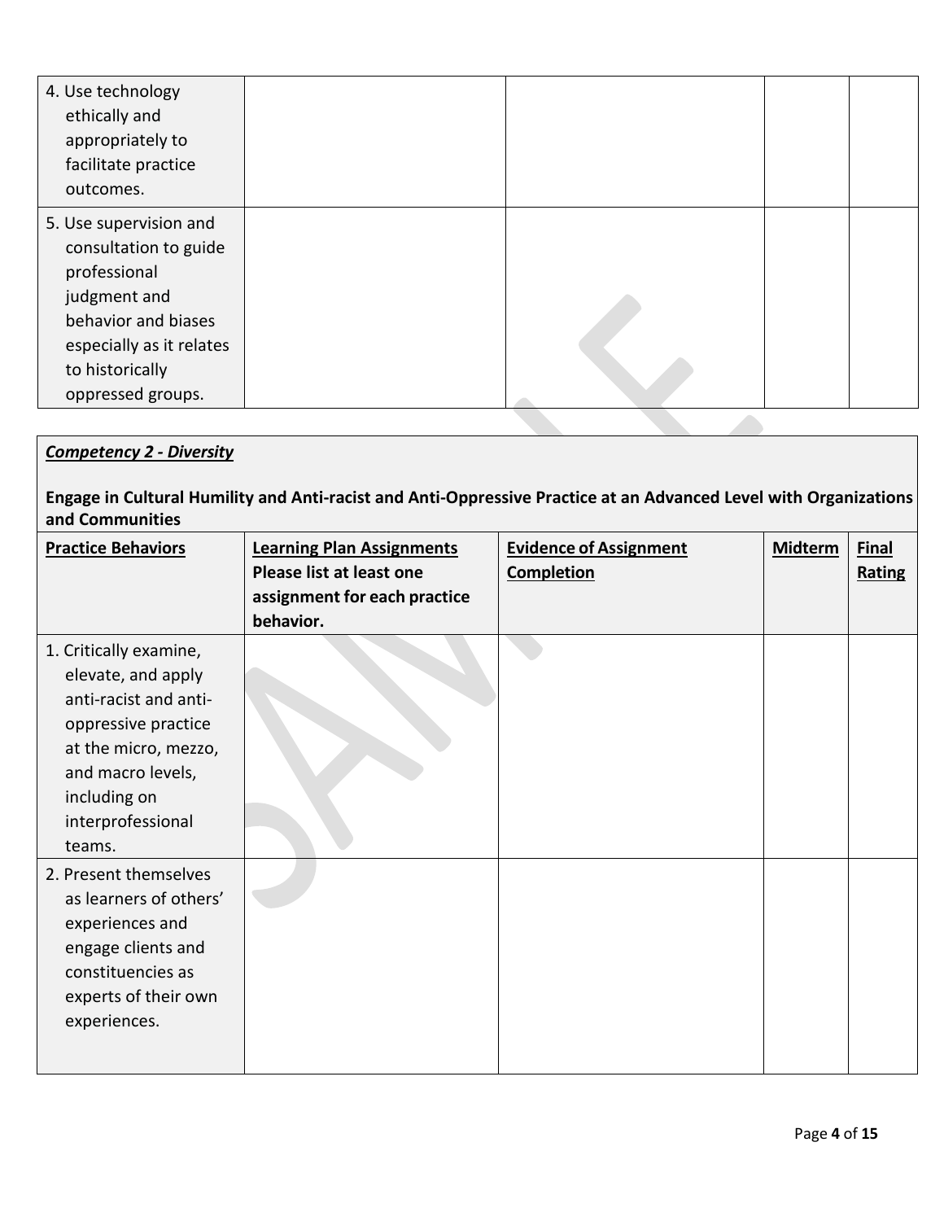| | | | | |
|---|---|---|---|---|
| 4. Use technology ethically and appropriately to facilitate practice outcomes. | | | | |
| 5. Use supervision and consultation to guide professional judgment and behavior and biases especially as it relates to historically oppressed groups. | | | | |

***Competency 2 - Diversity***

**Engage in Cultural Humility and Anti-racist and Anti-Oppressive Practice at an Advanced Level with Organizations and Communities**

| **Practice Behaviors** | **Learning Plan Assignments** Please list at least one assignment for each practice behavior. | **Evidence of Assignment Completion** | **Midterm** | **Final Rating** |
|---|---|---|---|---|
| 1. Critically examine, elevate, and apply anti-racist and anti-oppressive practice at the micro, mezzo, and macro levels, including on interprofessional teams. | | | | |
| 2. Present themselves as learners of others' experiences and engage clients and constituencies as experts of their own experiences. | | | | |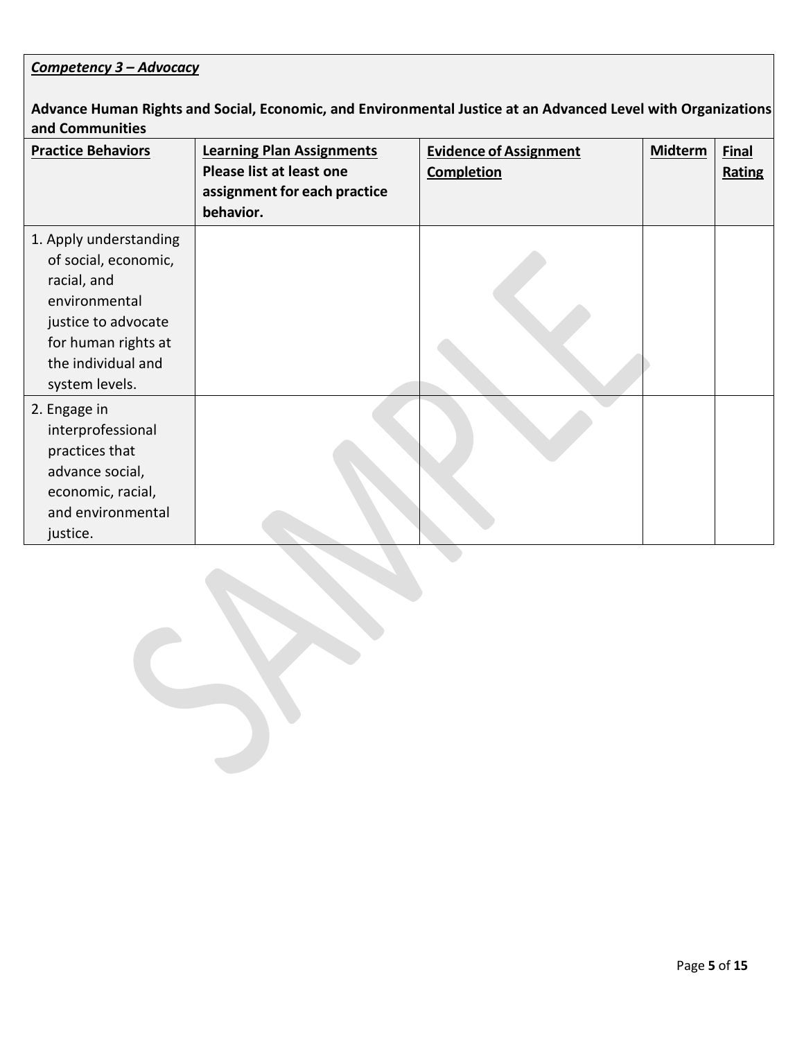***Competency 3 – Advocacy***

**Advance Human Rights and Social, Economic, and Environmental Justice at an Advanced Level with Organizations and Communities**

| **Practice Behaviors** | **Learning Plan Assignments Please list at least one assignment for each practice behavior.** | **Evidence of Assignment Completion** | **Midterm** | **Final Rating** |
|---|---|---|---|---|
| 1. Apply understanding of social, economic, racial, and environmental justice to advocate for human rights at the individual and system levels. | | | | |
| 2. Engage in interprofessional practices that advance social, economic, racial, and environmental justice. | | | | |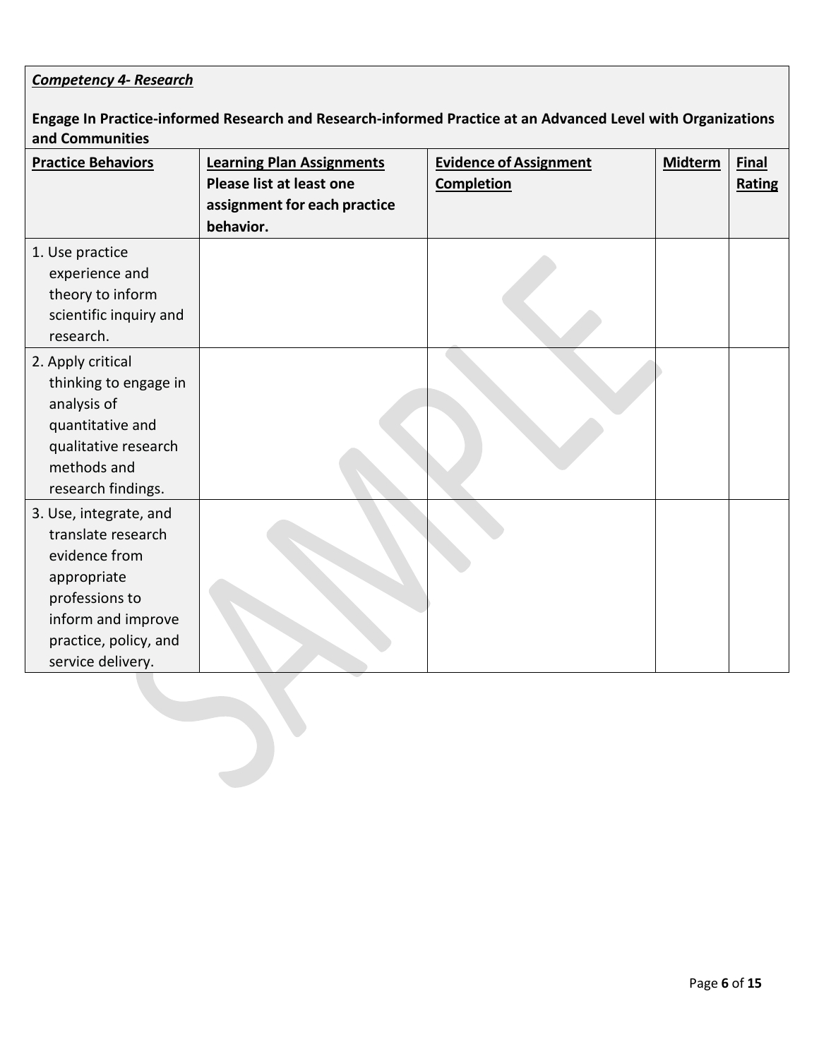***Competency 4- Research***

**Engage In Practice-informed Research and Research-informed Practice at an Advanced Level with Organizations and Communities**

| **Practice Behaviors** | **Learning Plan Assignments Please list at least one assignment for each practice behavior.** | **Evidence of Assignment Completion** | **Midterm** | **Final Rating** |
|---|---|---|---|---|
| 1. Use practice experience and theory to inform scientific inquiry and research. | | | | |
| 2. Apply critical thinking to engage in analysis of quantitative and qualitative research methods and research findings. | | | | |
| 3. Use, integrate, and translate research evidence from appropriate professions to inform and improve practice, policy, and service delivery. | | | | |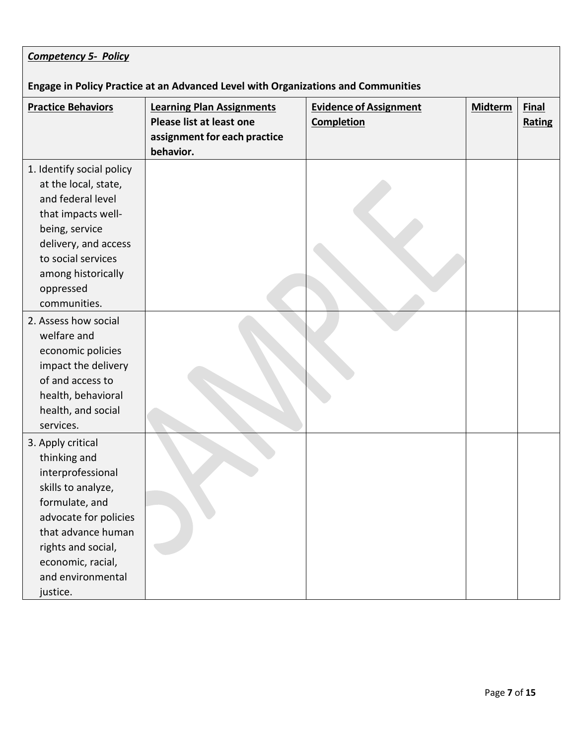| ***Competency 5- Policy*** **Engage in Policy Practice at an Advanced Level with Organizations and Communities** | | | | |
|---|---|---|---|---|
| **Practice Behaviors** | **Learning Plan Assignments Please list at least one assignment for each practice behavior.** | **Evidence of Assignment Completion** | **Midterm** | **Final Rating** |
| 1. Identify social policy at the local, state, and federal level that impacts well-being, service delivery, and access to social services among historically oppressed communities. | | | | |
| 2. Assess how social welfare and economic policies impact the delivery of and access to health, behavioral health, and social services. | | | | |
| 3. Apply critical thinking and interprofessional skills to analyze, formulate, and advocate for policies that advance human rights and social, economic, racial, and environmental justice. | | | | |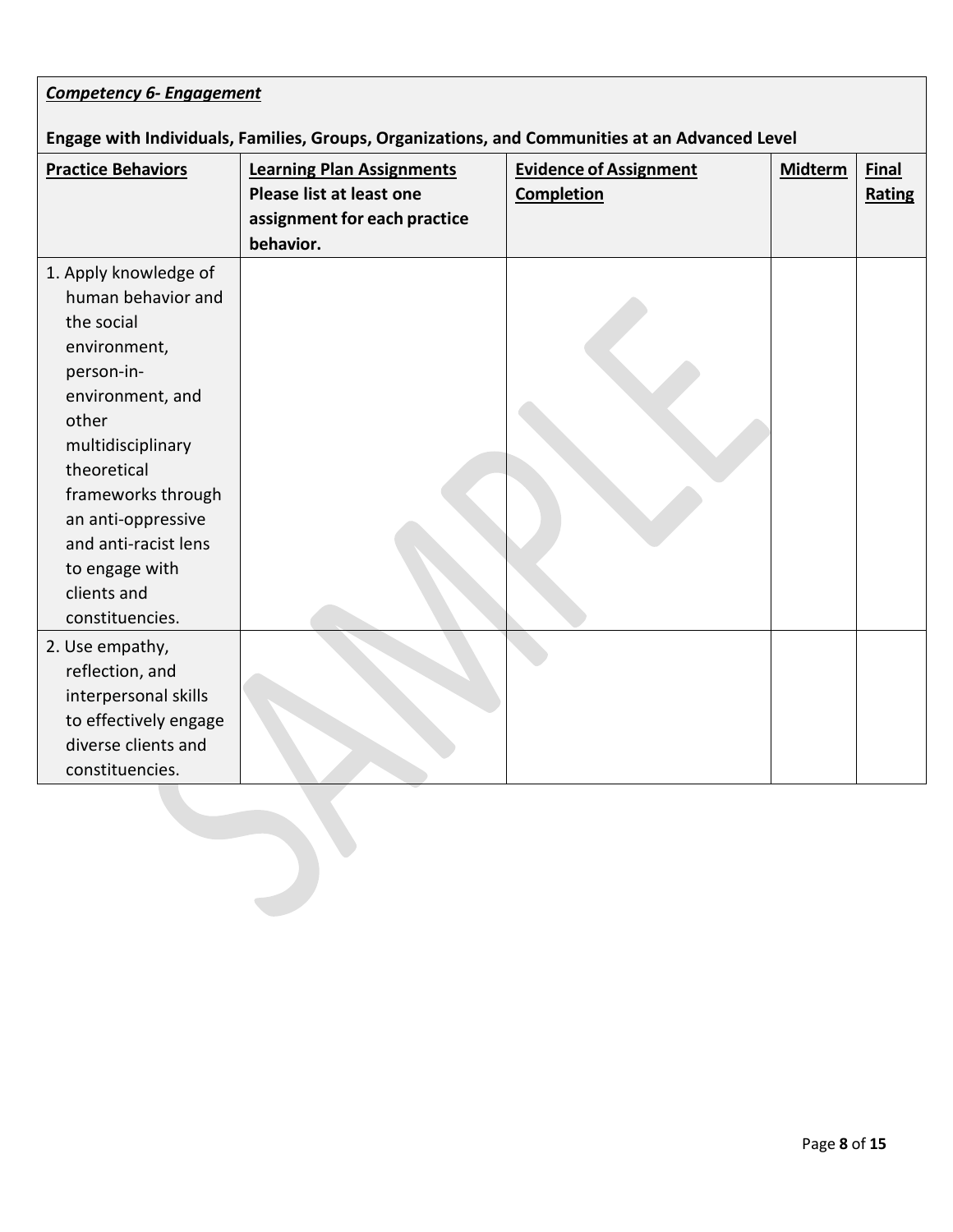| ***Competency 6- Engagement***<br><br>**Engage with Individuals, Families, Groups, Organizations, and Communities at an Advanced Level** | | | | |
|---|---|---|---|---|
| **Practice Behaviors** | **Learning Plan Assignments Please list at least one assignment for each practice behavior.** | **Evidence of Assignment Completion** | **Midterm** | **Final Rating** |
| 1. Apply knowledge of human behavior and the social environment, person-in-environment, and other multidisciplinary theoretical frameworks through an anti-oppressive and anti-racist lens to engage with clients and constituencies. | | | | |
| 2. Use empathy, reflection, and interpersonal skills to effectively engage diverse clients and constituencies. | | | | |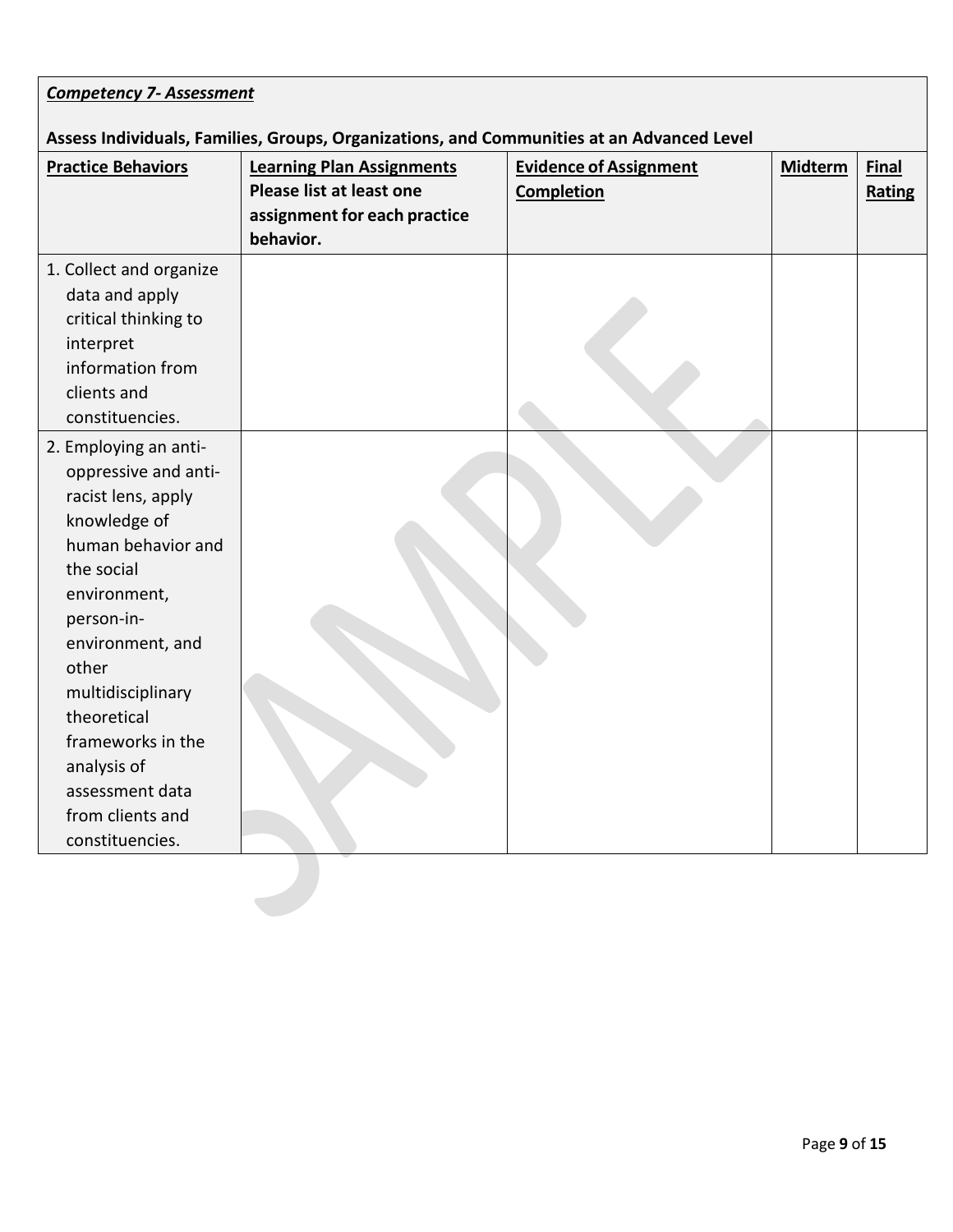| ***Competency 7- Assessment***<br><br>**Assess Individuals, Families, Groups, Organizations, and Communities at an Advanced Level** | | | | |
|---|---|---|---|---|
| **Practice Behaviors** | **Learning Plan Assignments**<br>**Please list at least one assignment for each practice behavior.** | **Evidence of Assignment Completion** | **Midterm** | **Final Rating** |
| 1. Collect and organize data and apply critical thinking to interpret information from clients and constituencies. | | | | |
| 2. Employing an anti-oppressive and anti-racist lens, apply knowledge of human behavior and the social environment, person-in-environment, and other multidisciplinary theoretical frameworks in the analysis of assessment data from clients and constituencies. | | | | |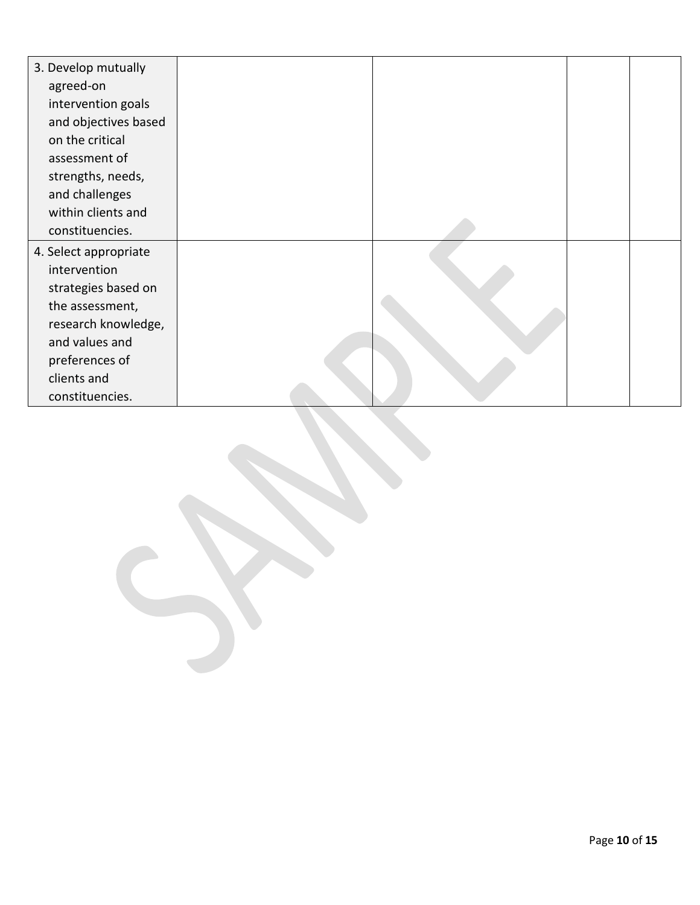| | | | | |
|---|---|---|---|---|
| 3. Develop mutually agreed-on intervention goals and objectives based on the critical assessment of strengths, needs, and challenges within clients and constituencies. | | | | |
| 4. Select appropriate intervention strategies based on the assessment, research knowledge, and values and preferences of clients and constituencies. | | | | |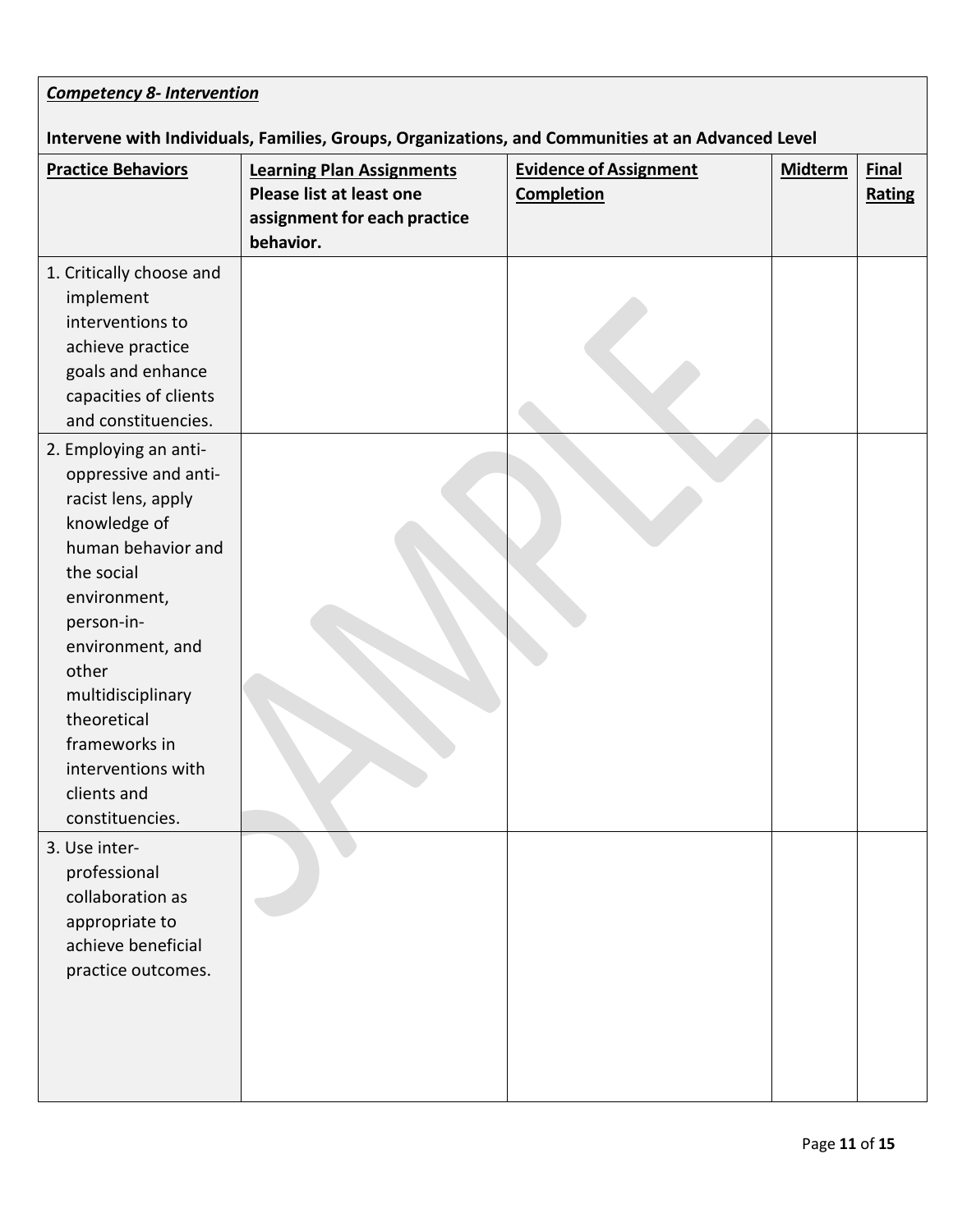***Competency 8- Intervention***

**Intervene with Individuals, Families, Groups, Organizations, and Communities at an Advanced Level**

| Practice Behaviors | Learning Plan Assignments Please list at least one assignment for each practice behavior. | Evidence of Assignment Completion | Midterm | Final Rating |
|---|---|---|---|---|
| 1. Critically choose and implement interventions to achieve practice goals and enhance capacities of clients and constituencies. | | | | |
| 2. Employing an anti-oppressive and anti-racist lens, apply knowledge of human behavior and the social environment, person-in-environment, and other multidisciplinary theoretical frameworks in interventions with clients and constituencies. | | | | |
| 3. Use inter-professional collaboration as appropriate to achieve beneficial practice outcomes. | | | | |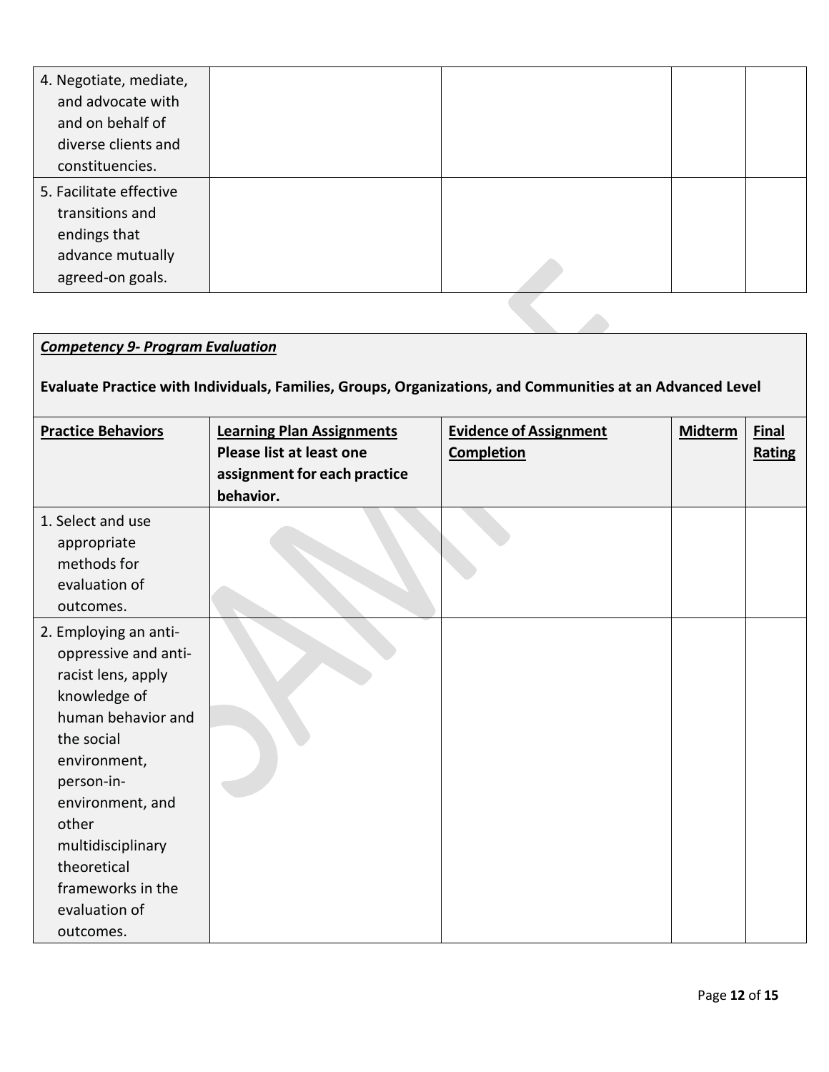| | | | | |
|---|---|---|---|---|
| 4. Negotiate, mediate, and advocate with and on behalf of diverse clients and constituencies. | | | | |
| 5. Facilitate effective transitions and endings that advance mutually agreed-on goals. | | | | |

***Competency 9- Program Evaluation***

**Evaluate Practice with Individuals, Families, Groups, Organizations, and Communities at an Advanced Level**

| **Practice Behaviors** | **Learning Plan Assignments** Please list at least one assignment for each practice behavior. | **Evidence of Assignment Completion** | **Midterm** | **Final Rating** |
|---|---|---|---|---|
| 1. Select and use appropriate methods for evaluation of outcomes. | | | | |
| 2. Employing an anti-oppressive and anti-racist lens, apply knowledge of human behavior and the social environment, person-in-environment, and other multidisciplinary theoretical frameworks in the evaluation of outcomes. | | | | |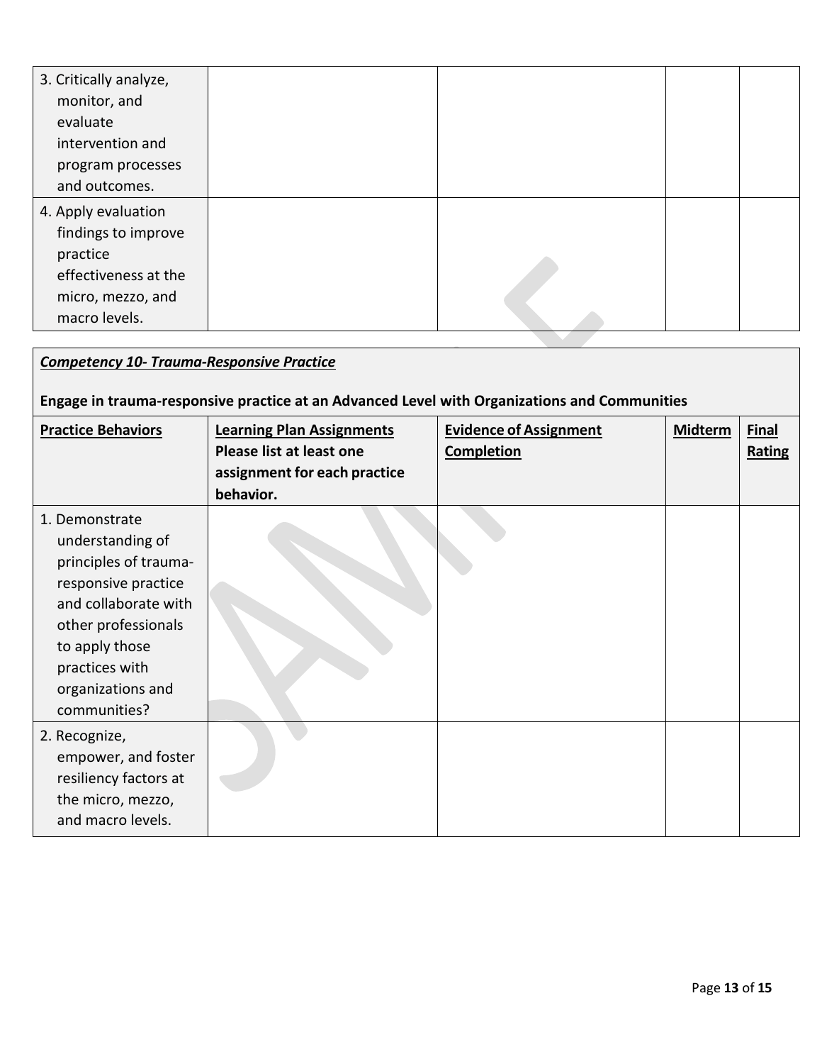| | | | | |
|---|---|---|---|---|
| 3. Critically analyze, monitor, and evaluate intervention and program processes and outcomes. | | | | |
| 4. Apply evaluation findings to improve practice effectiveness at the micro, mezzo, and macro levels. | | | | |

***Competency 10- Trauma-Responsive Practice***

**Engage in trauma-responsive practice at an Advanced Level with Organizations and Communities**

| **Practice Behaviors** | **Learning Plan Assignments Please list at least one assignment for each practice behavior.** | **Evidence of Assignment Completion** | **Midterm** | **Final Rating** |
|---|---|---|---|---|
| 1. Demonstrate understanding of principles of trauma-responsive practice and collaborate with other professionals to apply those practices with organizations and communities? | | | | |
| 2. Recognize, empower, and foster resiliency factors at the micro, mezzo, and macro levels. | | | | |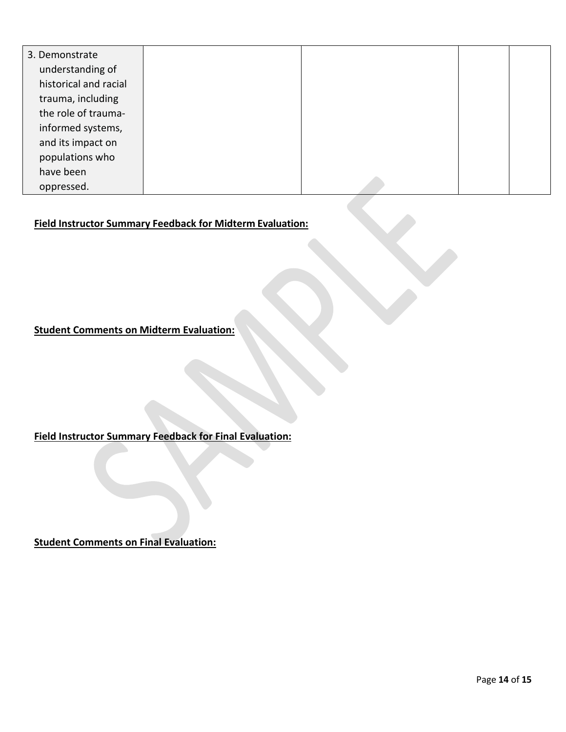| | | | | |
|---|---|---|---|---|
| 3. Demonstrate understanding of historical and racial trauma, including the role of trauma-informed systems, and its impact on populations who have been oppressed. | | | | |

**Field Instructor Summary Feedback for Midterm Evaluation:**

**Student Comments on Midterm Evaluation:**

**Field Instructor Summary Feedback for Final Evaluation:**

**Student Comments on Final Evaluation:**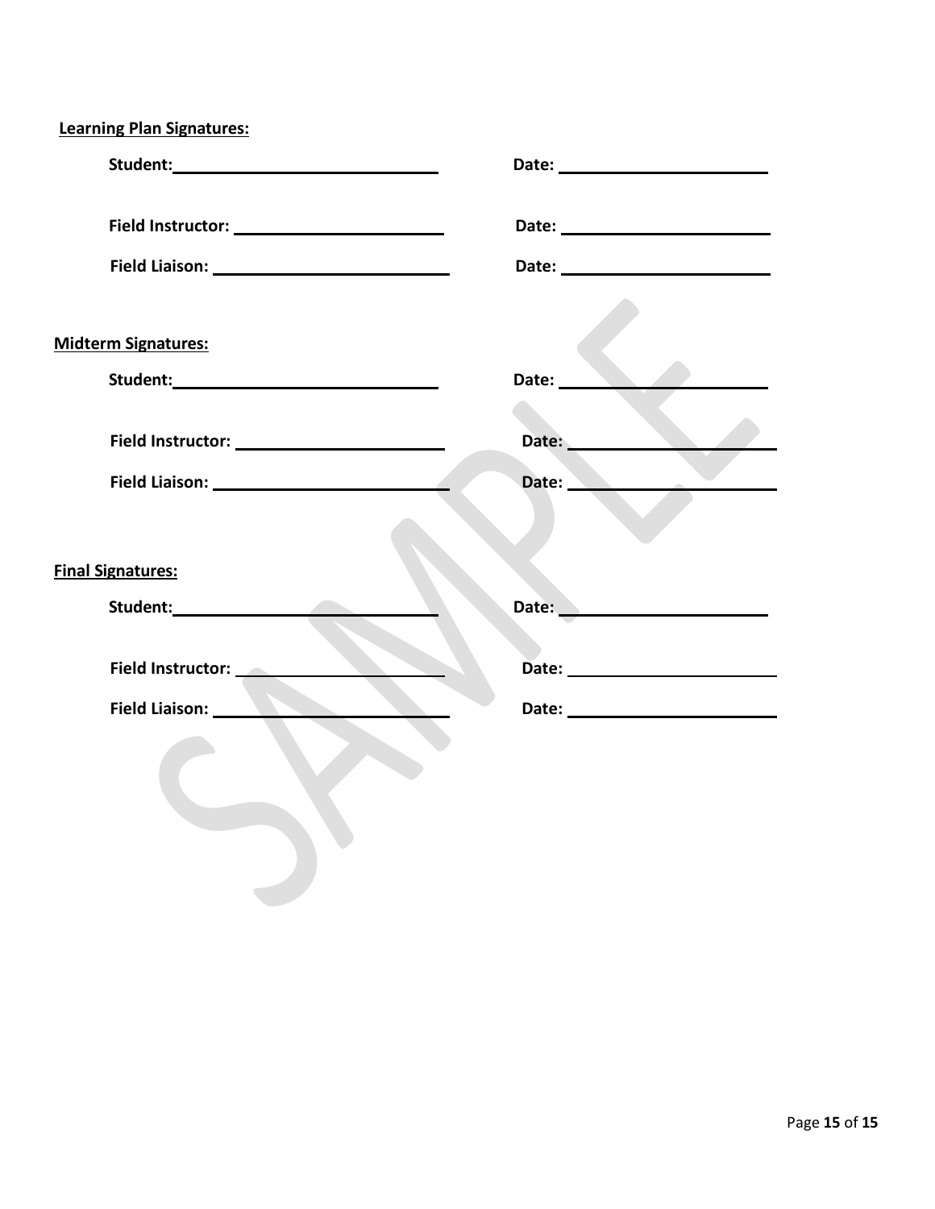**Learning Plan Signatures:**

**Student:** ______________________________ **Date:** ______________________

**Field Instructor:** ______________________ **Date:** ______________________

**Field Liaison:** _________________________ **Date:** ______________________

**Midterm Signatures:**

**Student:** ______________________________ **Date:** ______________________

**Field Instructor:** ______________________ **Date:** ______________________

**Field Liaison:** _________________________ **Date:** ______________________

**Final Signatures:**

**Student:** ______________________________ **Date:** ______________________

**Field Instructor:** ______________________ **Date:** ______________________

**Field Liaison:** _________________________ **Date:** ______________________

SAMPLE